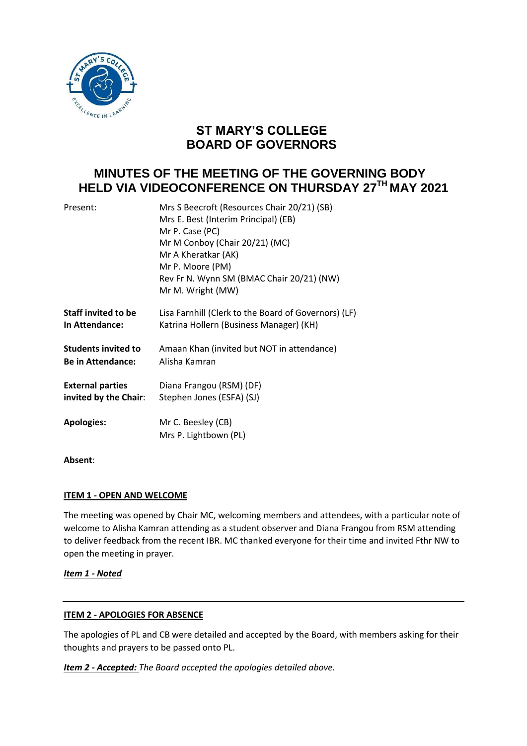# ST MARY'S COLLEGE
# BOARD OF GOVERNORS

## MINUTES OF THE MEETING OF THE GOVERNING BODY HELD VIA VIDEOCONFERENCE ON THURSDAY 27TH MAY 2021

| | |
|---|---|
| Present: | Mrs S Beecroft (Resources Chair 20/21) (SB)<br>Mrs E. Best (Interim Principal) (EB)<br>Mr P. Case (PC)<br>Mr M Conboy (Chair 20/21) (MC)<br>Mr A Kheratkar (AK)<br>Mr P. Moore (PM)<br>Rev Fr N. Wynn SM (BMAC Chair 20/21) (NW)<br>Mr M. Wright (MW) |
| **Staff invited to be In Attendance:** | Lisa Farnhill (Clerk to the Board of Governors) (LF)<br>Katrina Hollern (Business Manager) (KH) |
| **Students invited to Be in Attendance:** | Amaan Khan (invited but NOT in attendance)<br>Alisha Kamran |
| **External parties invited by the Chair:** | Diana Frangou (RSM) (DF)<br>Stephen Jones (ESFA) (SJ) |
| **Apologies:** | Mr C. Beesley (CB)<br>Mrs P. Lightbown (PL) |

**Absent**:

**ITEM 1 - OPEN AND WELCOME**

The meeting was opened by Chair MC, welcoming members and attendees, with a particular note of welcome to Alisha Kamran attending as a student observer and Diana Frangou from RSM attending to deliver feedback from the recent IBR. MC thanked everyone for their time and invited Fthr NW to open the meeting in prayer.

***Item 1 - Noted***

---

**ITEM 2 - APOLOGIES FOR ABSENCE**

The apologies of PL and CB were detailed and accepted by the Board, with members asking for their thoughts and prayers to be passed onto PL.

***Item 2 - Accepted:*** *The Board accepted the apologies detailed above.*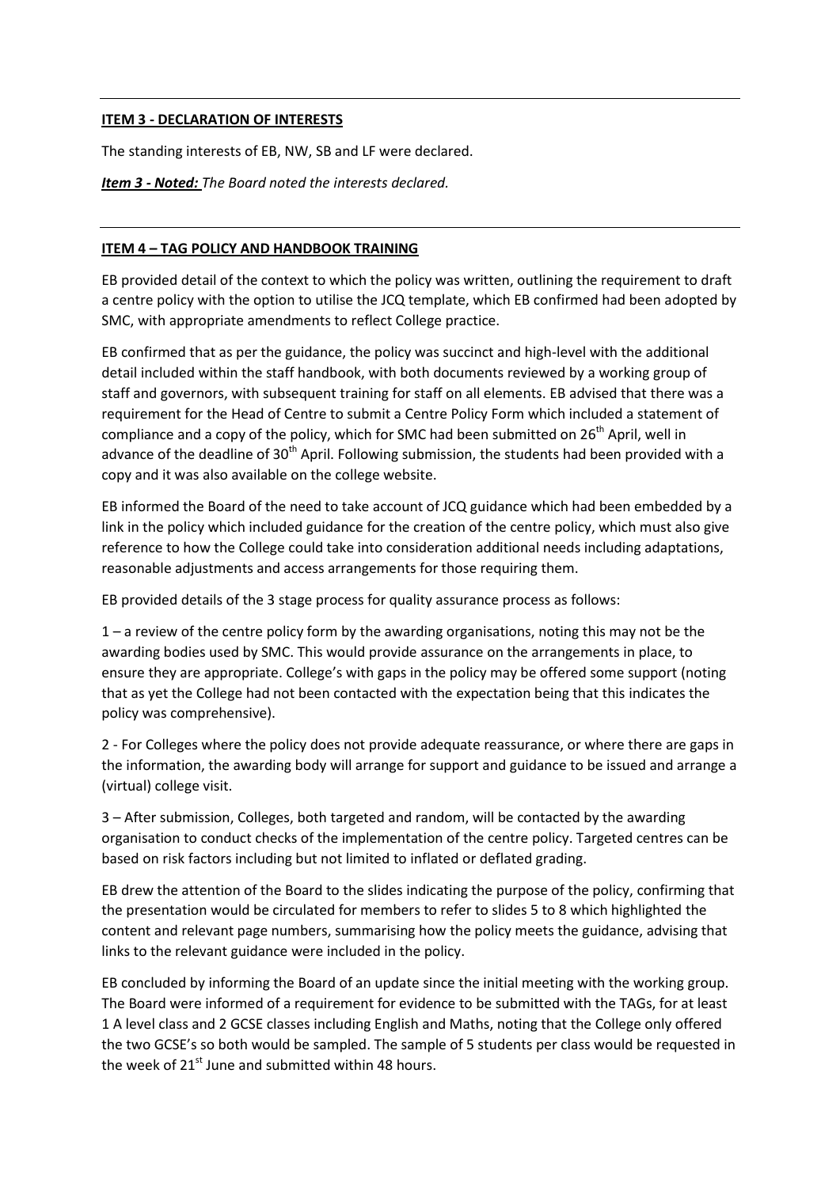**ITEM 3 - DECLARATION OF INTERESTS**

The standing interests of EB, NW, SB and LF were declared.

***Item 3 - Noted:*** *The Board noted the interests declared.*

**ITEM 4 – TAG POLICY AND HANDBOOK TRAINING**

EB provided detail of the context to which the policy was written, outlining the requirement to draft a centre policy with the option to utilise the JCQ template, which EB confirmed had been adopted by SMC, with appropriate amendments to reflect College practice.

EB confirmed that as per the guidance, the policy was succinct and high-level with the additional detail included within the staff handbook, with both documents reviewed by a working group of staff and governors, with subsequent training for staff on all elements. EB advised that there was a requirement for the Head of Centre to submit a Centre Policy Form which included a statement of compliance and a copy of the policy, which for SMC had been submitted on 26th April, well in advance of the deadline of 30th April. Following submission, the students had been provided with a copy and it was also available on the college website.

EB informed the Board of the need to take account of JCQ guidance which had been embedded by a link in the policy which included guidance for the creation of the centre policy, which must also give reference to how the College could take into consideration additional needs including adaptations, reasonable adjustments and access arrangements for those requiring them.

EB provided details of the 3 stage process for quality assurance process as follows:

1 – a review of the centre policy form by the awarding organisations, noting this may not be the awarding bodies used by SMC. This would provide assurance on the arrangements in place, to ensure they are appropriate. College's with gaps in the policy may be offered some support (noting that as yet the College had not been contacted with the expectation being that this indicates the policy was comprehensive).

2 - For Colleges where the policy does not provide adequate reassurance, or where there are gaps in the information, the awarding body will arrange for support and guidance to be issued and arrange a (virtual) college visit.

3 – After submission, Colleges, both targeted and random, will be contacted by the awarding organisation to conduct checks of the implementation of the centre policy. Targeted centres can be based on risk factors including but not limited to inflated or deflated grading.

EB drew the attention of the Board to the slides indicating the purpose of the policy, confirming that the presentation would be circulated for members to refer to slides 5 to 8 which highlighted the content and relevant page numbers, summarising how the policy meets the guidance, advising that links to the relevant guidance were included in the policy.

EB concluded by informing the Board of an update since the initial meeting with the working group. The Board were informed of a requirement for evidence to be submitted with the TAGs, for at least 1 A level class and 2 GCSE classes including English and Maths, noting that the College only offered the two GCSE's so both would be sampled. The sample of 5 students per class would be requested in the week of 21st June and submitted within 48 hours.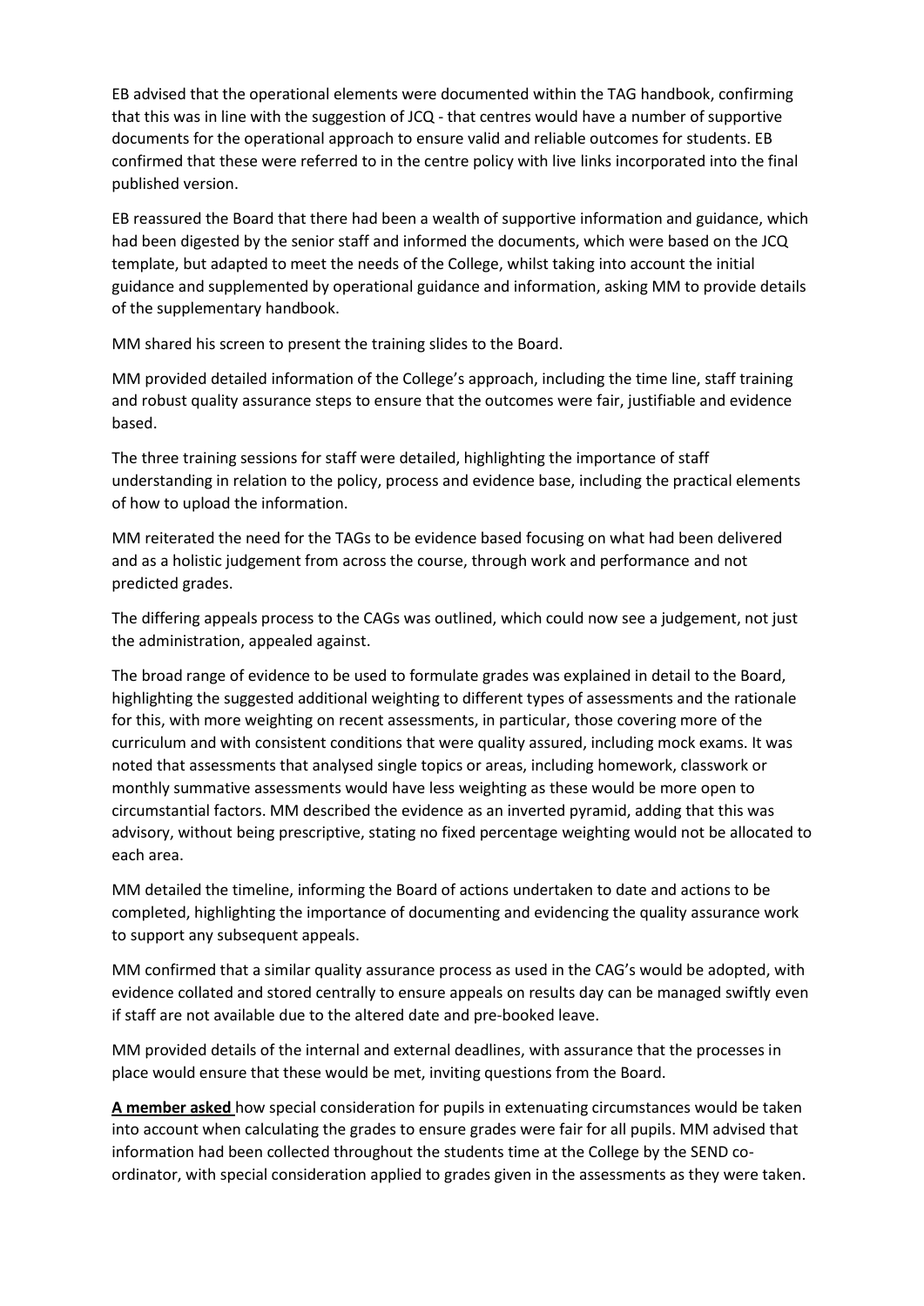EB advised that the operational elements were documented within the TAG handbook, confirming that this was in line with the suggestion of JCQ - that centres would have a number of supportive documents for the operational approach to ensure valid and reliable outcomes for students. EB confirmed that these were referred to in the centre policy with live links incorporated into the final published version.

EB reassured the Board that there had been a wealth of supportive information and guidance, which had been digested by the senior staff and informed the documents, which were based on the JCQ template, but adapted to meet the needs of the College, whilst taking into account the initial guidance and supplemented by operational guidance and information, asking MM to provide details of the supplementary handbook.

MM shared his screen to present the training slides to the Board.

MM provided detailed information of the College's approach, including the time line, staff training and robust quality assurance steps to ensure that the outcomes were fair, justifiable and evidence based.

The three training sessions for staff were detailed, highlighting the importance of staff understanding in relation to the policy, process and evidence base, including the practical elements of how to upload the information.

MM reiterated the need for the TAGs to be evidence based focusing on what had been delivered and as a holistic judgement from across the course, through work and performance and not predicted grades.

The differing appeals process to the CAGs was outlined, which could now see a judgement, not just the administration, appealed against.

The broad range of evidence to be used to formulate grades was explained in detail to the Board, highlighting the suggested additional weighting to different types of assessments and the rationale for this, with more weighting on recent assessments, in particular, those covering more of the curriculum and with consistent conditions that were quality assured, including mock exams. It was noted that assessments that analysed single topics or areas, including homework, classwork or monthly summative assessments would have less weighting as these would be more open to circumstantial factors. MM described the evidence as an inverted pyramid, adding that this was advisory, without being prescriptive, stating no fixed percentage weighting would not be allocated to each area.

MM detailed the timeline, informing the Board of actions undertaken to date and actions to be completed, highlighting the importance of documenting and evidencing the quality assurance work to support any subsequent appeals.

MM confirmed that a similar quality assurance process as used in the CAG's would be adopted, with evidence collated and stored centrally to ensure appeals on results day can be managed swiftly even if staff are not available due to the altered date and pre-booked leave.

MM provided details of the internal and external deadlines, with assurance that the processes in place would ensure that these would be met, inviting questions from the Board.

<u>**A member asked**</u> how special consideration for pupils in extenuating circumstances would be taken into account when calculating the grades to ensure grades were fair for all pupils. MM advised that information had been collected throughout the students time at the College by the SEND co-ordinator, with special consideration applied to grades given in the assessments as they were taken.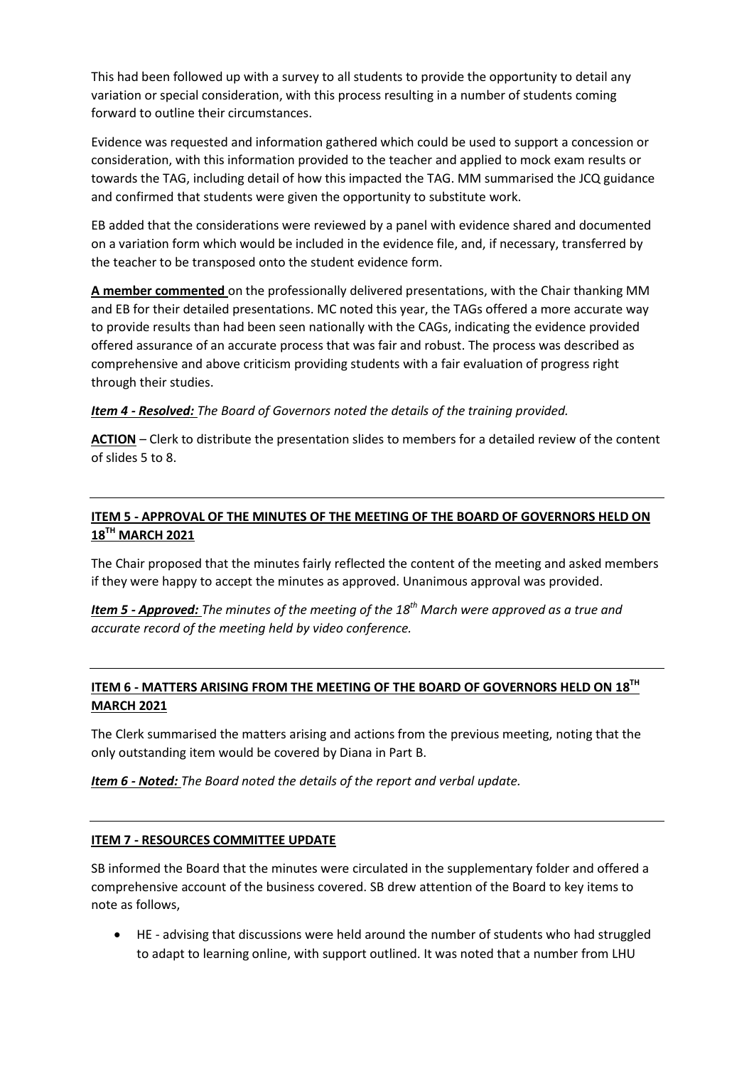This had been followed up with a survey to all students to provide the opportunity to detail any variation or special consideration, with this process resulting in a number of students coming forward to outline their circumstances.

Evidence was requested and information gathered which could be used to support a concession or consideration, with this information provided to the teacher and applied to mock exam results or towards the TAG, including detail of how this impacted the TAG. MM summarised the JCQ guidance and confirmed that students were given the opportunity to substitute work.

EB added that the considerations were reviewed by a panel with evidence shared and documented on a variation form which would be included in the evidence file, and, if necessary, transferred by the teacher to be transposed onto the student evidence form.

**A member commented** on the professionally delivered presentations, with the Chair thanking MM and EB for their detailed presentations. MC noted this year, the TAGs offered a more accurate way to provide results than had been seen nationally with the CAGs, indicating the evidence provided offered assurance of an accurate process that was fair and robust. The process was described as comprehensive and above criticism providing students with a fair evaluation of progress right through their studies.

***Item 4 - Resolved:*** *The Board of Governors noted the details of the training provided.*

**ACTION** – Clerk to distribute the presentation slides to members for a detailed review of the content of slides 5 to 8.

## ITEM 5 - APPROVAL OF THE MINUTES OF THE MEETING OF THE BOARD OF GOVERNORS HELD ON 18TH MARCH 2021

The Chair proposed that the minutes fairly reflected the content of the meeting and asked members if they were happy to accept the minutes as approved. Unanimous approval was provided.

***Item 5 - Approved:*** *The minutes of the meeting of the 18th March were approved as a true and accurate record of the meeting held by video conference.*

## ITEM 6 - MATTERS ARISING FROM THE MEETING OF THE BOARD OF GOVERNORS HELD ON 18TH MARCH 2021

The Clerk summarised the matters arising and actions from the previous meeting, noting that the only outstanding item would be covered by Diana in Part B.

***Item 6 - Noted:*** *The Board noted the details of the report and verbal update.*

## ITEM 7 - RESOURCES COMMITTEE UPDATE

SB informed the Board that the minutes were circulated in the supplementary folder and offered a comprehensive account of the business covered. SB drew attention of the Board to key items to note as follows,

- HE - advising that discussions were held around the number of students who had struggled to adapt to learning online, with support outlined. It was noted that a number from LHU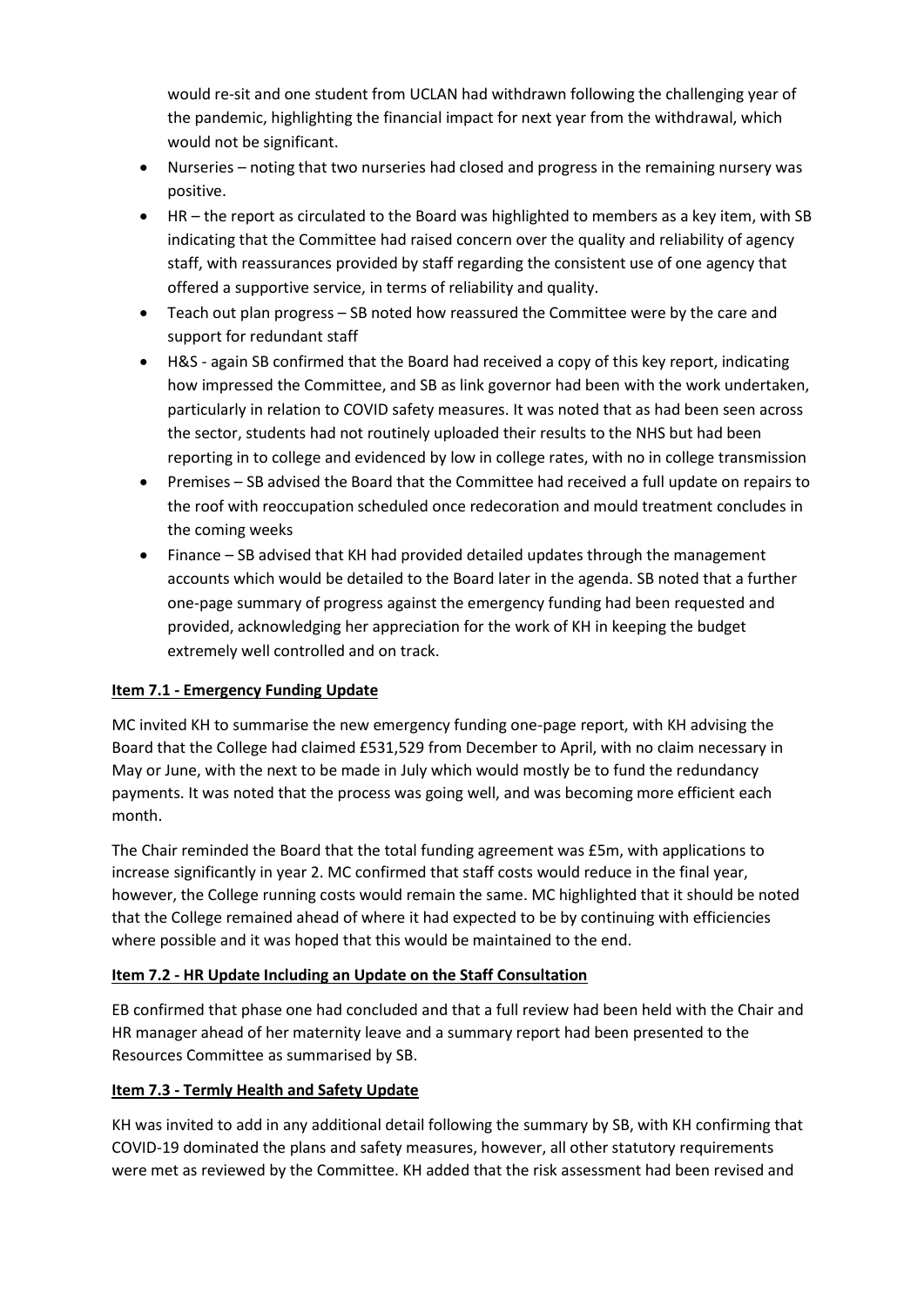would re-sit and one student from UCLAN had withdrawn following the challenging year of the pandemic, highlighting the financial impact for next year from the withdrawal, which would not be significant.

- Nurseries – noting that two nurseries had closed and progress in the remaining nursery was positive.
- HR – the report as circulated to the Board was highlighted to members as a key item, with SB indicating that the Committee had raised concern over the quality and reliability of agency staff, with reassurances provided by staff regarding the consistent use of one agency that offered a supportive service, in terms of reliability and quality.
- Teach out plan progress – SB noted how reassured the Committee were by the care and support for redundant staff
- H&S - again SB confirmed that the Board had received a copy of this key report, indicating how impressed the Committee, and SB as link governor had been with the work undertaken, particularly in relation to COVID safety measures. It was noted that as had been seen across the sector, students had not routinely uploaded their results to the NHS but had been reporting in to college and evidenced by low in college rates, with no in college transmission
- Premises – SB advised the Board that the Committee had received a full update on repairs to the roof with reoccupation scheduled once redecoration and mould treatment concludes in the coming weeks
- Finance – SB advised that KH had provided detailed updates through the management accounts which would be detailed to the Board later in the agenda. SB noted that a further one-page summary of progress against the emergency funding had been requested and provided, acknowledging her appreciation for the work of KH in keeping the budget extremely well controlled and on track.

**Item 7.1 - Emergency Funding Update**

MC invited KH to summarise the new emergency funding one-page report, with KH advising the Board that the College had claimed £531,529 from December to April, with no claim necessary in May or June, with the next to be made in July which would mostly be to fund the redundancy payments. It was noted that the process was going well, and was becoming more efficient each month.

The Chair reminded the Board that the total funding agreement was £5m, with applications to increase significantly in year 2. MC confirmed that staff costs would reduce in the final year, however, the College running costs would remain the same. MC highlighted that it should be noted that the College remained ahead of where it had expected to be by continuing with efficiencies where possible and it was hoped that this would be maintained to the end.

**Item 7.2 - HR Update Including an Update on the Staff Consultation**

EB confirmed that phase one had concluded and that a full review had been held with the Chair and HR manager ahead of her maternity leave and a summary report had been presented to the Resources Committee as summarised by SB.

**Item 7.3 - Termly Health and Safety Update**

KH was invited to add in any additional detail following the summary by SB, with KH confirming that COVID-19 dominated the plans and safety measures, however, all other statutory requirements were met as reviewed by the Committee. KH added that the risk assessment had been revised and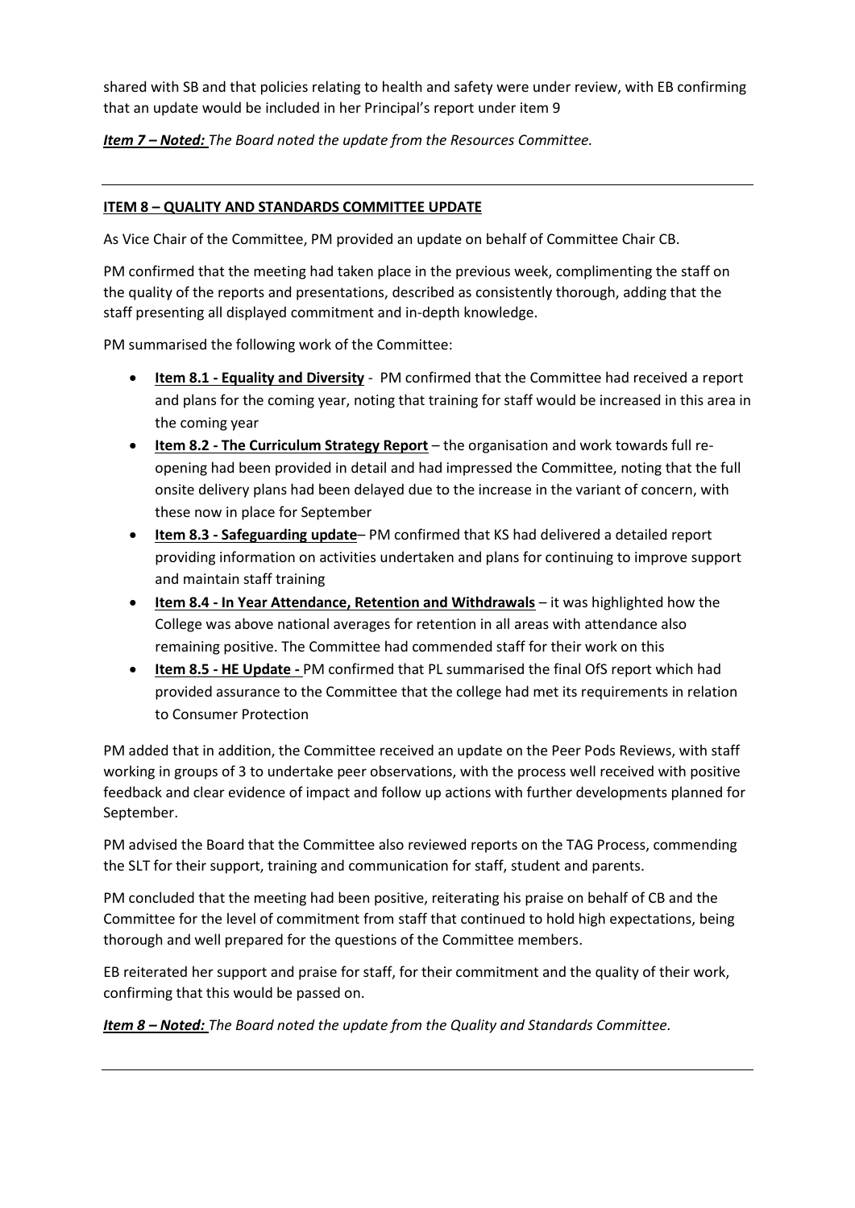shared with SB and that policies relating to health and safety were under review, with EB confirming that an update would be included in her Principal's report under item 9

***Item 7 – Noted:*** *The Board noted the update from the Resources Committee.*

---

**ITEM 8 – QUALITY AND STANDARDS COMMITTEE UPDATE**

As Vice Chair of the Committee, PM provided an update on behalf of Committee Chair CB.

PM confirmed that the meeting had taken place in the previous week, complimenting the staff on the quality of the reports and presentations, described as consistently thorough, adding that the staff presenting all displayed commitment and in-depth knowledge.

PM summarised the following work of the Committee:

- **Item 8.1 - Equality and Diversity** - PM confirmed that the Committee had received a report and plans for the coming year, noting that training for staff would be increased in this area in the coming year
- **Item 8.2 - The Curriculum Strategy Report** – the organisation and work towards full re-opening had been provided in detail and had impressed the Committee, noting that the full onsite delivery plans had been delayed due to the increase in the variant of concern, with these now in place for September
- **Item 8.3 - Safeguarding update**– PM confirmed that KS had delivered a detailed report providing information on activities undertaken and plans for continuing to improve support and maintain staff training
- **Item 8.4 - In Year Attendance, Retention and Withdrawals** – it was highlighted how the College was above national averages for retention in all areas with attendance also remaining positive. The Committee had commended staff for their work on this
- **Item 8.5 - HE Update -** PM confirmed that PL summarised the final OfS report which had provided assurance to the Committee that the college had met its requirements in relation to Consumer Protection

PM added that in addition, the Committee received an update on the Peer Pods Reviews, with staff working in groups of 3 to undertake peer observations, with the process well received with positive feedback and clear evidence of impact and follow up actions with further developments planned for September.

PM advised the Board that the Committee also reviewed reports on the TAG Process, commending the SLT for their support, training and communication for staff, student and parents.

PM concluded that the meeting had been positive, reiterating his praise on behalf of CB and the Committee for the level of commitment from staff that continued to hold high expectations, being thorough and well prepared for the questions of the Committee members.

EB reiterated her support and praise for staff, for their commitment and the quality of their work, confirming that this would be passed on.

***Item 8 – Noted:*** *The Board noted the update from the Quality and Standards Committee.*

---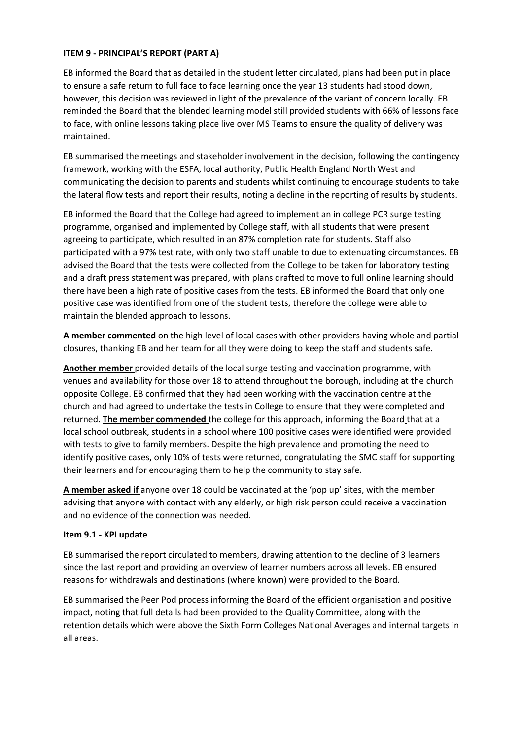**ITEM 9 - PRINCIPAL'S REPORT (PART A)**

EB informed the Board that as detailed in the student letter circulated, plans had been put in place to ensure a safe return to full face to face learning once the year 13 students had stood down, however, this decision was reviewed in light of the prevalence of the variant of concern locally. EB reminded the Board that the blended learning model still provided students with 66% of lessons face to face, with online lessons taking place live over MS Teams to ensure the quality of delivery was maintained.

EB summarised the meetings and stakeholder involvement in the decision, following the contingency framework, working with the ESFA, local authority, Public Health England North West and communicating the decision to parents and students whilst continuing to encourage students to take the lateral flow tests and report their results, noting a decline in the reporting of results by students.

EB informed the Board that the College had agreed to implement an in college PCR surge testing programme, organised and implemented by College staff, with all students that were present agreeing to participate, which resulted in an 87% completion rate for students. Staff also participated with a 97% test rate, with only two staff unable to due to extenuating circumstances. EB advised the Board that the tests were collected from the College to be taken for laboratory testing and a draft press statement was prepared, with plans drafted to move to full online learning should there have been a high rate of positive cases from the tests. EB informed the Board that only one positive case was identified from one of the student tests, therefore the college were able to maintain the blended approach to lessons.

**A member commented** on the high level of local cases with other providers having whole and partial closures, thanking EB and her team for all they were doing to keep the staff and students safe.

**Another member** provided details of the local surge testing and vaccination programme, with venues and availability for those over 18 to attend throughout the borough, including at the church opposite College. EB confirmed that they had been working with the vaccination centre at the church and had agreed to undertake the tests in College to ensure that they were completed and returned. **The member commended** the college for this approach, informing the Board that at a local school outbreak, students in a school where 100 positive cases were identified were provided with tests to give to family members. Despite the high prevalence and promoting the need to identify positive cases, only 10% of tests were returned, congratulating the SMC staff for supporting their learners and for encouraging them to help the community to stay safe.

**A member asked if** anyone over 18 could be vaccinated at the 'pop up' sites, with the member advising that anyone with contact with any elderly, or high risk person could receive a vaccination and no evidence of the connection was needed.

**Item 9.1 - KPI update**

EB summarised the report circulated to members, drawing attention to the decline of 3 learners since the last report and providing an overview of learner numbers across all levels. EB ensured reasons for withdrawals and destinations (where known) were provided to the Board.

EB summarised the Peer Pod process informing the Board of the efficient organisation and positive impact, noting that full details had been provided to the Quality Committee, along with the retention details which were above the Sixth Form Colleges National Averages and internal targets in all areas.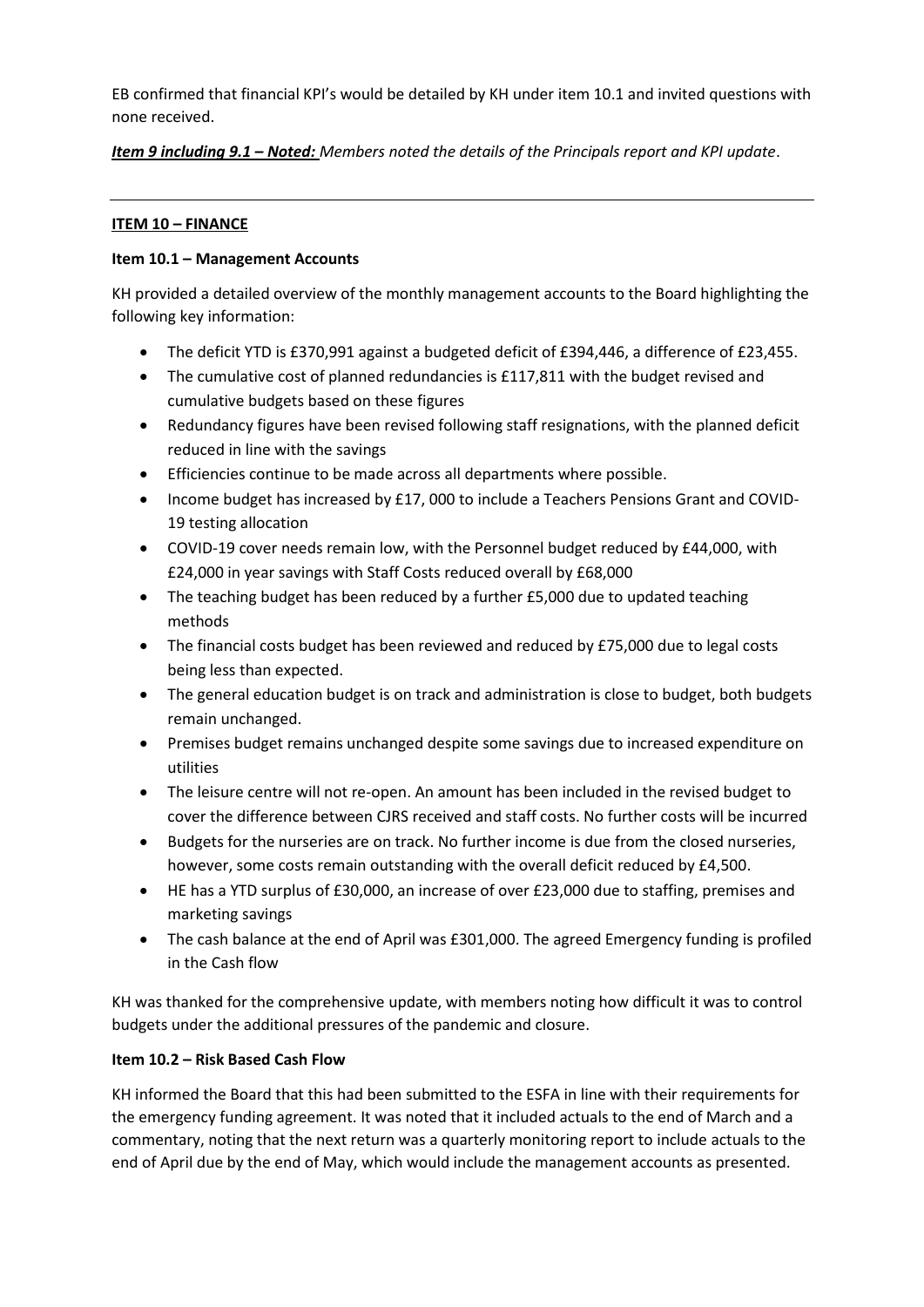EB confirmed that financial KPI's would be detailed by KH under item 10.1 and invited questions with none received.

***Item 9 including 9.1 – Noted:*** *Members noted the details of the Principals report and KPI update*.

---

**ITEM 10 – FINANCE**

**Item 10.1 – Management Accounts**

KH provided a detailed overview of the monthly management accounts to the Board highlighting the following key information:

- The deficit YTD is £370,991 against a budgeted deficit of £394,446, a difference of £23,455.
- The cumulative cost of planned redundancies is £117,811 with the budget revised and cumulative budgets based on these figures
- Redundancy figures have been revised following staff resignations, with the planned deficit reduced in line with the savings
- Efficiencies continue to be made across all departments where possible.
- Income budget has increased by £17, 000 to include a Teachers Pensions Grant and COVID-19 testing allocation
- COVID-19 cover needs remain low, with the Personnel budget reduced by £44,000, with £24,000 in year savings with Staff Costs reduced overall by £68,000
- The teaching budget has been reduced by a further £5,000 due to updated teaching methods
- The financial costs budget has been reviewed and reduced by £75,000 due to legal costs being less than expected.
- The general education budget is on track and administration is close to budget, both budgets remain unchanged.
- Premises budget remains unchanged despite some savings due to increased expenditure on utilities
- The leisure centre will not re-open. An amount has been included in the revised budget to cover the difference between CJRS received and staff costs. No further costs will be incurred
- Budgets for the nurseries are on track. No further income is due from the closed nurseries, however, some costs remain outstanding with the overall deficit reduced by £4,500.
- HE has a YTD surplus of £30,000, an increase of over £23,000 due to staffing, premises and marketing savings
- The cash balance at the end of April was £301,000. The agreed Emergency funding is profiled in the Cash flow

KH was thanked for the comprehensive update, with members noting how difficult it was to control budgets under the additional pressures of the pandemic and closure.

**Item 10.2 – Risk Based Cash Flow**

KH informed the Board that this had been submitted to the ESFA in line with their requirements for the emergency funding agreement. It was noted that it included actuals to the end of March and a commentary, noting that the next return was a quarterly monitoring report to include actuals to the end of April due by the end of May, which would include the management accounts as presented.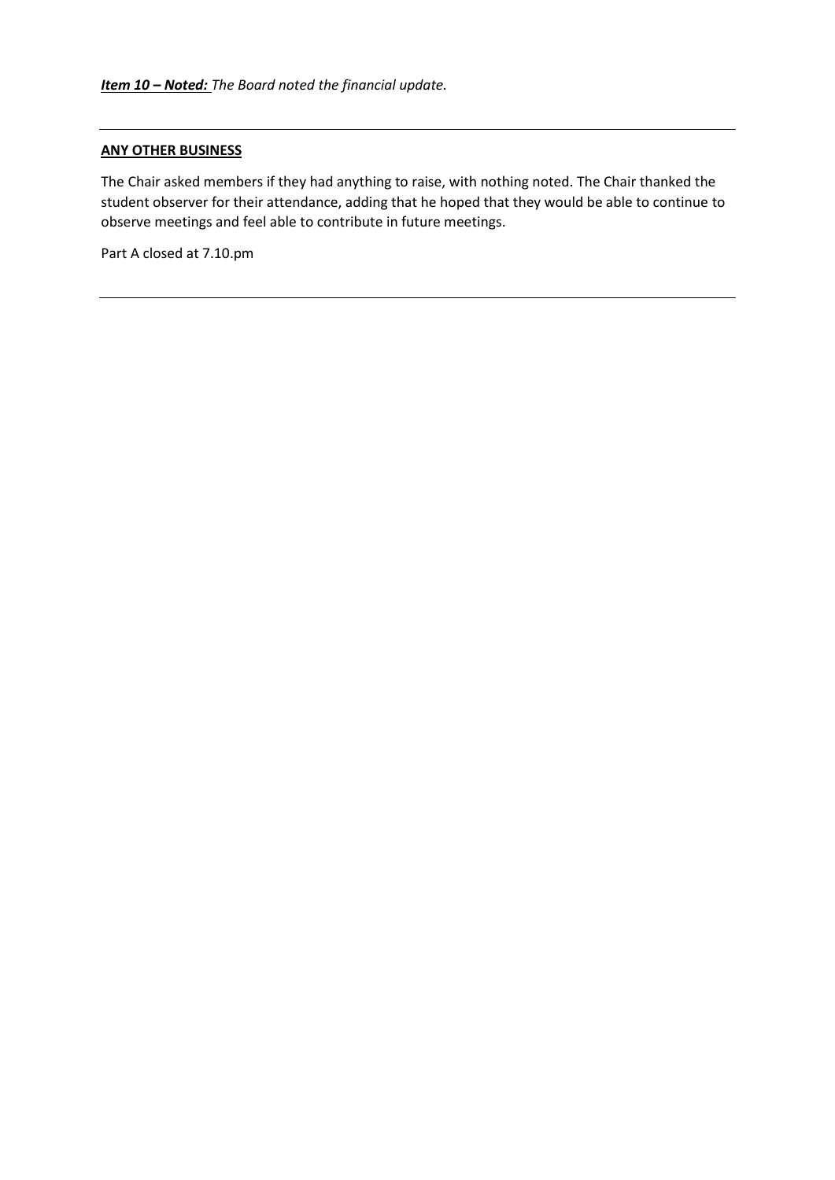***Item 10 – Noted:*** *The Board noted the financial update.*

---

**ANY OTHER BUSINESS**

The Chair asked members if they had anything to raise, with nothing noted. The Chair thanked the student observer for their attendance, adding that he hoped that they would be able to continue to observe meetings and feel able to contribute in future meetings.

Part A closed at 7.10.pm

---